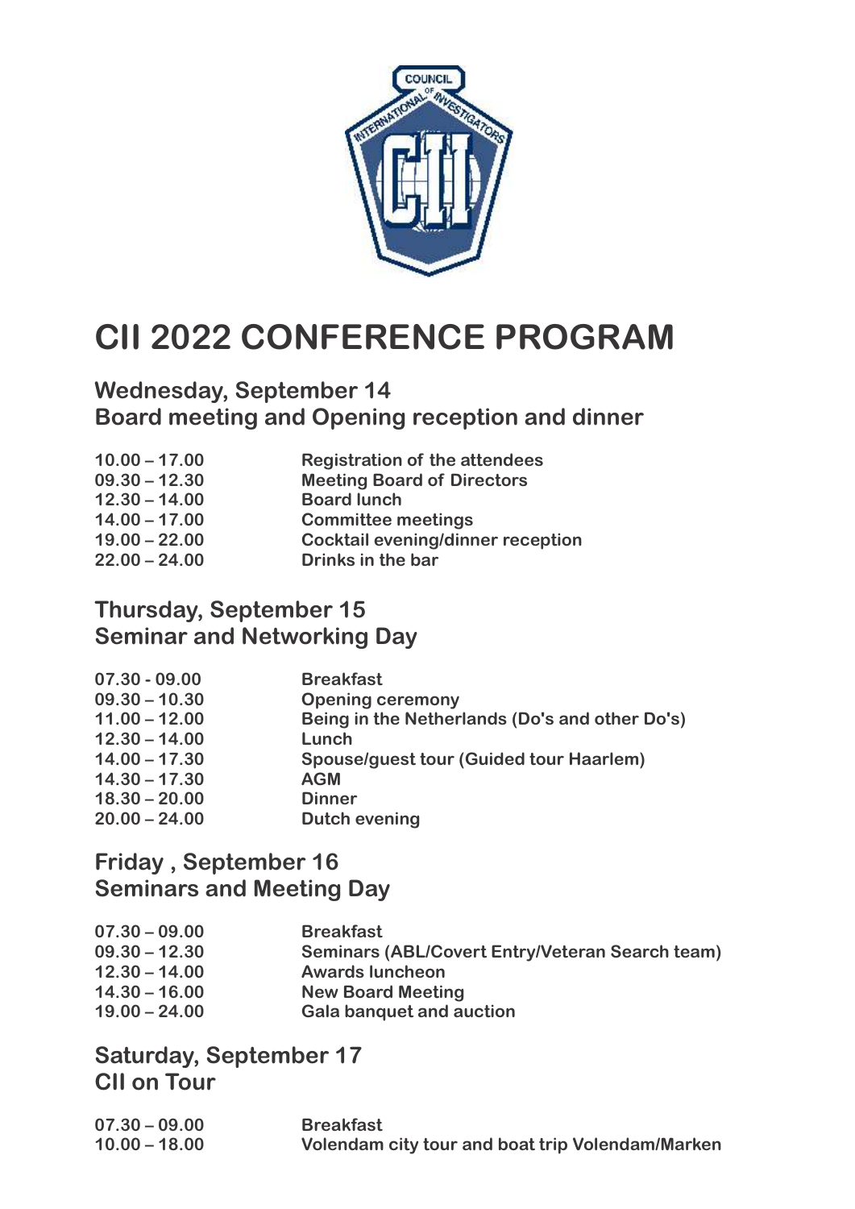# CII 2022 CONFERENCE PROGRAM

## Wednesday, September 14
## Board meeting and Opening reception and dinner

| | |
|---|---|
| 10.00 – 17.00 | Registration of the attendees |
| 09.30 – 12.30 | Meeting Board of Directors |
| 12.30 – 14.00 | Board lunch |
| 14.00 – 17.00 | Committee meetings |
| 19.00 – 22.00 | Cocktail evening/dinner reception |
| 22.00 – 24.00 | Drinks in the bar |

## Thursday, September 15
## Seminar and Networking Day

| | |
|---|---|
| 07.30 - 09.00 | Breakfast |
| 09.30 – 10.30 | Opening ceremony |
| 11.00 – 12.00 | Being in the Netherlands (Do's and other Do's) |
| 12.30 – 14.00 | Lunch |
| 14.00 – 17.30 | Spouse/guest tour (Guided tour Haarlem) |
| 14.30 – 17.30 | AGM |
| 18.30 – 20.00 | Dinner |
| 20.00 – 24.00 | Dutch evening |

## Friday , September 16
## Seminars and Meeting Day

| | |
|---|---|
| 07.30 – 09.00 | Breakfast |
| 09.30 – 12.30 | Seminars (ABL/Covert Entry/Veteran Search team) |
| 12.30 – 14.00 | Awards luncheon |
| 14.30 – 16.00 | New Board Meeting |
| 19.00 – 24.00 | Gala banquet and auction |

## Saturday, September 17
## CII on Tour

| | |
|---|---|
| 07.30 – 09.00 | Breakfast |
| 10.00 – 18.00 | Volendam city tour and boat trip Volendam/Marken |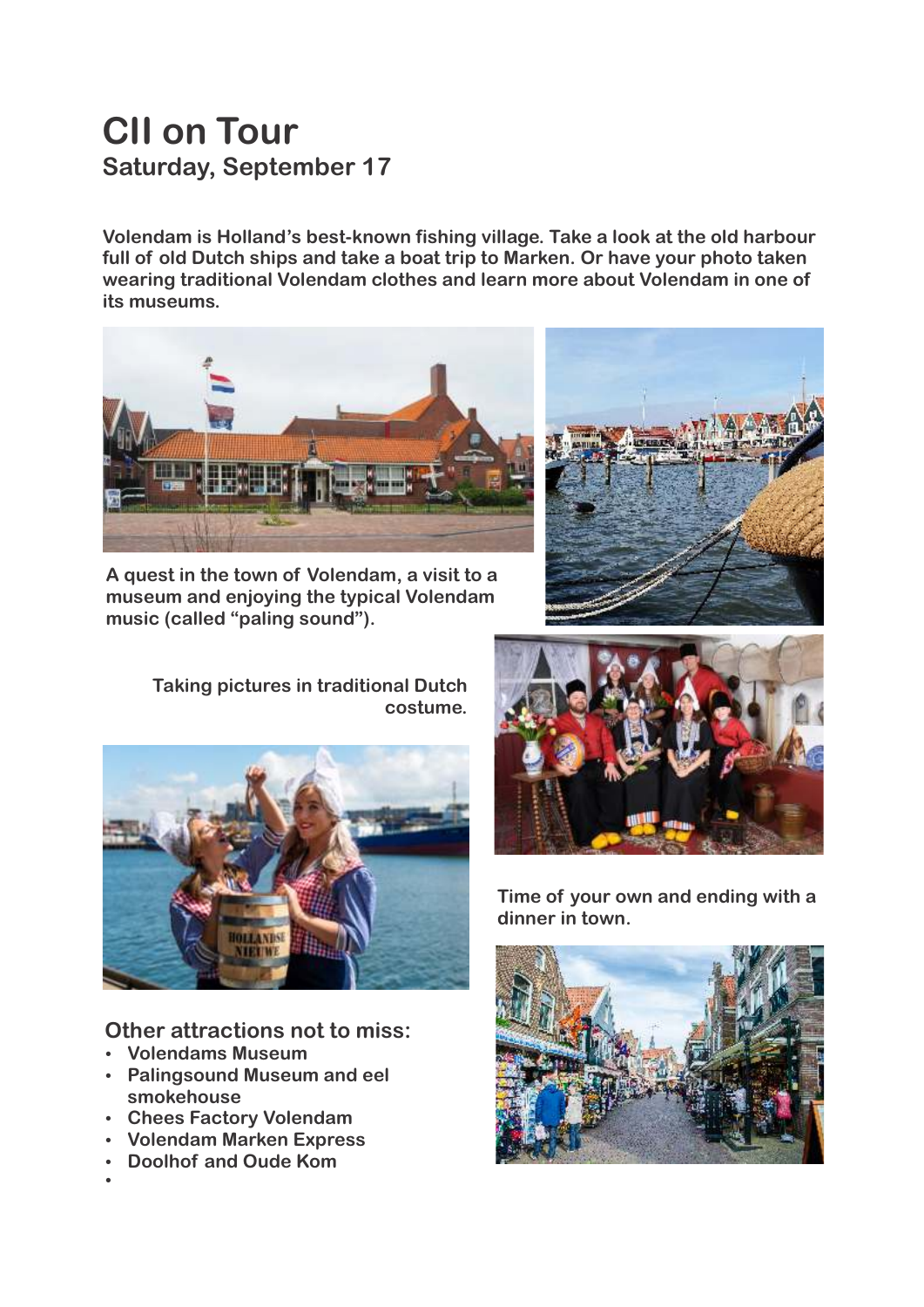# CII on Tour

## Saturday, September 17

**Volendam is Holland's best-known fishing village. Take a look at the old harbour full of old Dutch ships and take a boat trip to Marken. Or have your photo taken wearing traditional Volendam clothes and learn more about Volendam in one of its museums.**

**A quest in the town of Volendam, a visit to a museum and enjoying the typical Volendam music (called "paling sound").**

**Taking pictures in traditional Dutch costume.**

**Time of your own and ending with a dinner in town.**

## Other attractions not to miss:

- **Volendams Museum**
- **Palingsound Museum and eel smokehouse**
- **Chees Factory Volendam**
- **Volendam Marken Express**
- **Doolhof and Oude Kom**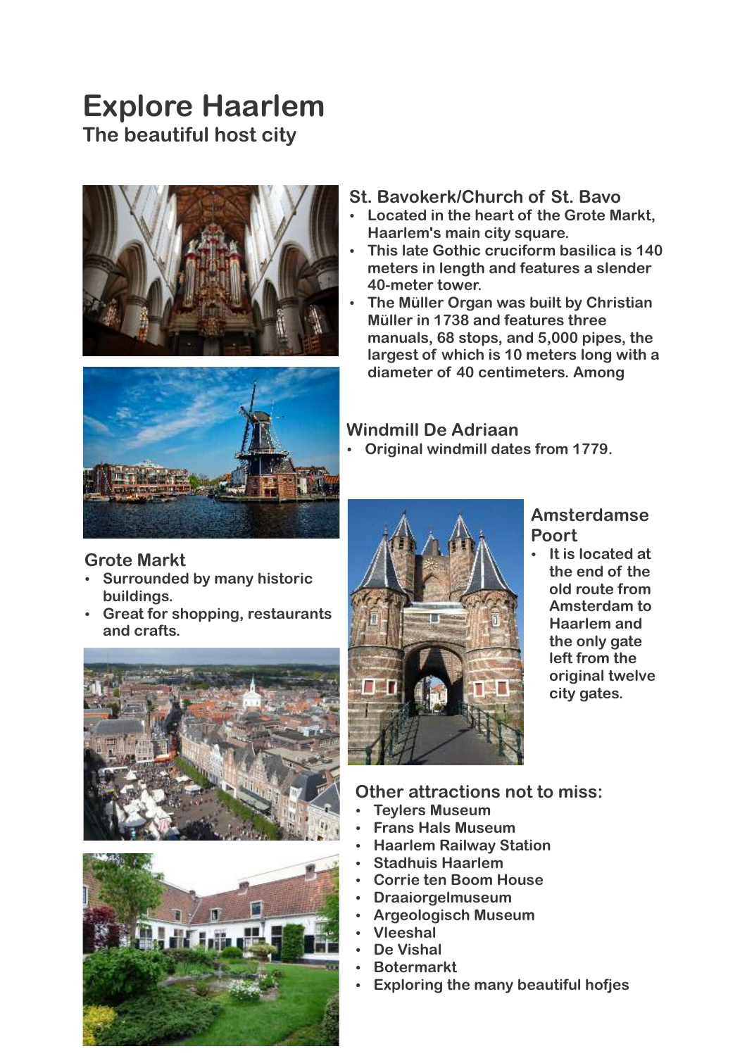# Explore Haarlem

## The beautiful host city

### St. Bavokerk/Church of St. Bavo

- Located in the heart of the Grote Markt, Haarlem's main city square.
- This late Gothic cruciform basilica is 140 meters in length and features a slender 40-meter tower.
- The Müller Organ was built by Christian Müller in 1738 and features three manuals, 68 stops, and 5,000 pipes, the largest of which is 10 meters long with a diameter of 40 centimeters. Among

### Windmill De Adriaan

- Original windmill dates from 1779.

### Grote Markt

- Surrounded by many historic buildings.
- Great for shopping, restaurants and crafts.

### Amsterdamse Poort

- It is located at the end of the old route from Amsterdam to Haarlem and the only gate left from the original twelve city gates.

### Other attractions not to miss:

- Teylers Museum
- Frans Hals Museum
- Haarlem Railway Station
- Stadhuis Haarlem
- Corrie ten Boom House
- Draaiorgelmuseum
- Argeologisch Museum
- Vleeshal
- De Vishal
- Botermarkt
- Exploring the many beautiful hofjes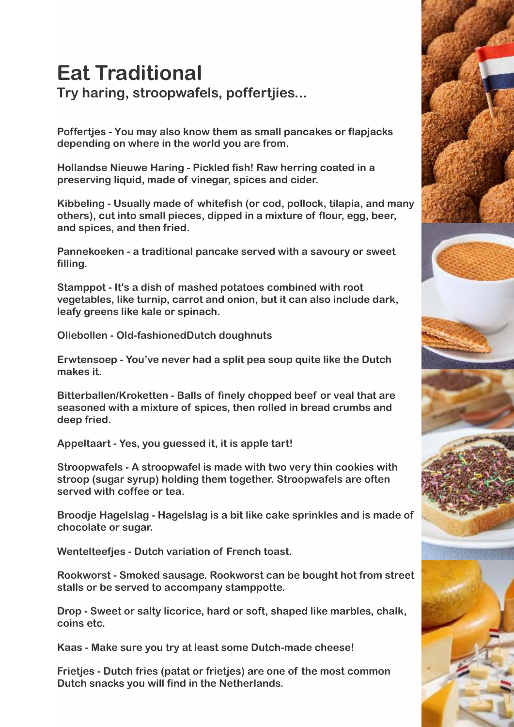# Eat Traditional

## Try haring, stroopwafels, poffertjies...

**Poffertjes - You may also know them as small pancakes or flapjacks depending on where in the world you are from.**

**Hollandse Nieuwe Haring - Pickled fish! Raw herring coated in a preserving liquid, made of vinegar, spices and cider.**

**Kibbeling - Usually made of whitefish (or cod, pollock, tilapia, and many others), cut into small pieces, dipped in a mixture of flour, egg, beer, and spices, and then fried.**

**Pannekoeken - a traditional pancake served with a savoury or sweet filling.**

**Stamppot - It's a dish of mashed potatoes combined with root vegetables, like turnip, carrot and onion, but it can also include dark, leafy greens like kale or spinach.**

**Oliebollen - Old-fashionedDutch doughnuts**

**Erwtensoep - You've never had a split pea soup quite like the Dutch makes it.**

**Bitterballen/Kroketten - Balls of finely chopped beef or veal that are seasoned with a mixture of spices, then rolled in bread crumbs and deep fried.**

**Appeltaart - Yes, you guessed it, it is apple tart!**

**Stroopwafels - A stroopwafel is made with two very thin cookies with stroop (sugar syrup) holding them together. Stroopwafels are often served with coffee or tea.**

**Broodje Hagelslag - Hagelslag is a bit like cake sprinkles and is made of chocolate or sugar.**

**Wentelteefjes - Dutch variation of French toast.**

**Rookworst - Smoked sausage. Rookworst can be bought hot from street stalls or be served to accompany stamppotte.**

**Drop - Sweet or salty licorice, hard or soft, shaped like marbles, chalk, coins etc.**

**Kaas - Make sure you try at least some Dutch-made cheese!**

**Frietjes - Dutch fries (patat or frietjes) are one of the most common Dutch snacks you will find in the Netherlands.**